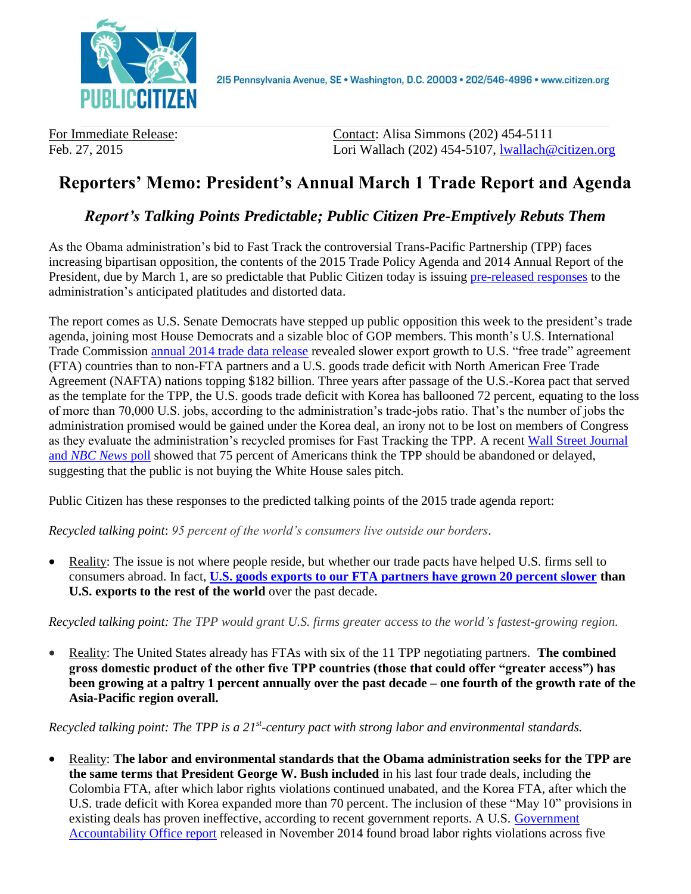PUBLIC CITIZEN

215 Pennsylvania Avenue, SE • Washington, D.C. 20003 • 202/546-4996 • www.citizen.org

For Immediate Release:
Feb. 27, 2015

Contact: Alisa Simmons (202) 454-5111
Lori Wallach (202) 454-5107, lwallach@citizen.org

# Reporters' Memo: President's Annual March 1 Trade Report and Agenda

## *Report's Talking Points Predictable; Public Citizen Pre-Emptively Rebuts Them*

As the Obama administration's bid to Fast Track the controversial Trans-Pacific Partnership (TPP) faces increasing bipartisan opposition, the contents of the 2015 Trade Policy Agenda and 2014 Annual Report of the President, due by March 1, are so predictable that Public Citizen today is issuing pre-released responses to the administration's anticipated platitudes and distorted data.

The report comes as U.S. Senate Democrats have stepped up public opposition this week to the president's trade agenda, joining most House Democrats and a sizable bloc of GOP members. This month's U.S. International Trade Commission annual 2014 trade data release revealed slower export growth to U.S. "free trade" agreement (FTA) countries than to non-FTA partners and a U.S. goods trade deficit with North American Free Trade Agreement (NAFTA) nations topping $182 billion. Three years after passage of the U.S.-Korea pact that served as the template for the TPP, the U.S. goods trade deficit with Korea has ballooned 72 percent, equating to the loss of more than 70,000 U.S. jobs, according to the administration's trade-jobs ratio. That's the number of jobs the administration promised would be gained under the Korea deal, an irony not to be lost on members of Congress as they evaluate the administration's recycled promises for Fast Tracking the TPP. A recent Wall Street Journal and *NBC News* poll showed that 75 percent of Americans think the TPP should be abandoned or delayed, suggesting that the public is not buying the White House sales pitch.

Public Citizen has these responses to the predicted talking points of the 2015 trade agenda report:

*Recycled talking point*: *95 percent of the world's consumers live outside our borders*.

- Reality: The issue is not where people reside, but whether our trade pacts have helped U.S. firms sell to consumers abroad. In fact, **U.S. goods exports to our FTA partners have grown 20 percent slower than U.S. exports to the rest of the world** over the past decade.

*Recycled talking point: The TPP would grant U.S. firms greater access to the world's fastest-growing region.*

- Reality: The United States already has FTAs with six of the 11 TPP negotiating partners. **The combined gross domestic product of the other five TPP countries (those that could offer "greater access") has been growing at a paltry 1 percent annually over the past decade – one fourth of the growth rate of the Asia-Pacific region overall.**

*Recycled talking point: The TPP is a 21st-century pact with strong labor and environmental standards.*

- Reality: **The labor and environmental standards that the Obama administration seeks for the TPP are the same terms that President George W. Bush included** in his last four trade deals, including the Colombia FTA, after which labor rights violations continued unabated, and the Korea FTA, after which the U.S. trade deficit with Korea expanded more than 70 percent. The inclusion of these "May 10" provisions in existing deals has proven ineffective, according to recent government reports. A U.S. Government Accountability Office report released in November 2014 found broad labor rights violations across five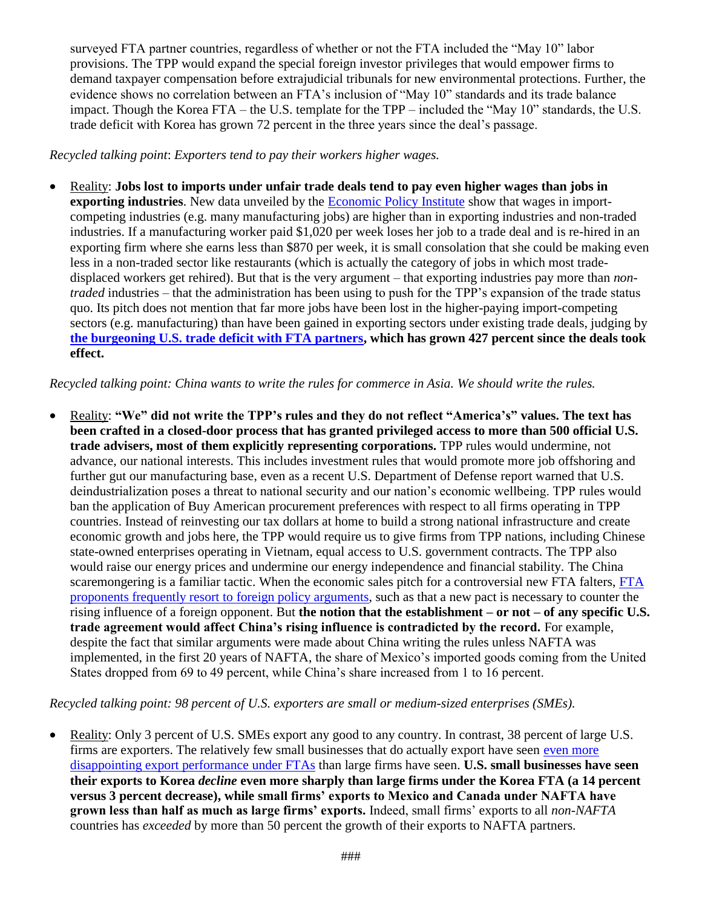surveyed FTA partner countries, regardless of whether or not the FTA included the "May 10" labor provisions. The TPP would expand the special foreign investor privileges that would empower firms to demand taxpayer compensation before extrajudicial tribunals for new environmental protections. Further, the evidence shows no correlation between an FTA's inclusion of "May 10" standards and its trade balance impact. Though the Korea FTA – the U.S. template for the TPP – included the "May 10" standards, the U.S. trade deficit with Korea has grown 72 percent in the three years since the deal's passage.

*Recycled talking point*: *Exporters tend to pay their workers higher wages.*

- Reality: **Jobs lost to imports under unfair trade deals tend to pay even higher wages than jobs in exporting industries**. New data unveiled by the Economic Policy Institute show that wages in import-competing industries (e.g. many manufacturing jobs) are higher than in exporting industries and non-traded industries. If a manufacturing worker paid $1,020 per week loses her job to a trade deal and is re-hired in an exporting firm where she earns less than $870 per week, it is small consolation that she could be making even less in a non-traded sector like restaurants (which is actually the category of jobs in which most trade-displaced workers get rehired). But that is the very argument – that exporting industries pay more than *non-traded* industries – that the administration has been using to push for the TPP's expansion of the trade status quo. Its pitch does not mention that far more jobs have been lost in the higher-paying import-competing sectors (e.g. manufacturing) than have been gained in exporting sectors under existing trade deals, judging by **the burgeoning U.S. trade deficit with FTA partners, which has grown 427 percent since the deals took effect.**

*Recycled talking point: China wants to write the rules for commerce in Asia. We should write the rules.*

- Reality: **"We" did not write the TPP's rules and they do not reflect "America's" values. The text has been crafted in a closed-door process that has granted privileged access to more than 500 official U.S. trade advisers, most of them explicitly representing corporations.** TPP rules would undermine, not advance, our national interests. This includes investment rules that would promote more job offshoring and further gut our manufacturing base, even as a recent U.S. Department of Defense report warned that U.S. deindustrialization poses a threat to national security and our nation's economic wellbeing. TPP rules would ban the application of Buy American procurement preferences with respect to all firms operating in TPP countries. Instead of reinvesting our tax dollars at home to build a strong national infrastructure and create economic growth and jobs here, the TPP would require us to give firms from TPP nations, including Chinese state-owned enterprises operating in Vietnam, equal access to U.S. government contracts. The TPP also would raise our energy prices and undermine our energy independence and financial stability. The China scaremongering is a familiar tactic. When the economic sales pitch for a controversial new FTA falters, FTA proponents frequently resort to foreign policy arguments, such as that a new pact is necessary to counter the rising influence of a foreign opponent. But **the notion that the establishment – or not – of any specific U.S. trade agreement would affect China's rising influence is contradicted by the record.** For example, despite the fact that similar arguments were made about China writing the rules unless NAFTA was implemented, in the first 20 years of NAFTA, the share of Mexico's imported goods coming from the United States dropped from 69 to 49 percent, while China's share increased from 1 to 16 percent.

*Recycled talking point: 98 percent of U.S. exporters are small or medium-sized enterprises (SMEs).*

- Reality: Only 3 percent of U.S. SMEs export any good to any country. In contrast, 38 percent of large U.S. firms are exporters. The relatively few small businesses that do actually export have seen even more disappointing export performance under FTAs than large firms have seen. **U.S. small businesses have seen their exports to Korea *decline* even more sharply than large firms under the Korea FTA (a 14 percent versus 3 percent decrease), while small firms' exports to Mexico and Canada under NAFTA have grown less than half as much as large firms' exports.** Indeed, small firms' exports to all *non-NAFTA* countries has *exceeded* by more than 50 percent the growth of their exports to NAFTA partners.

###